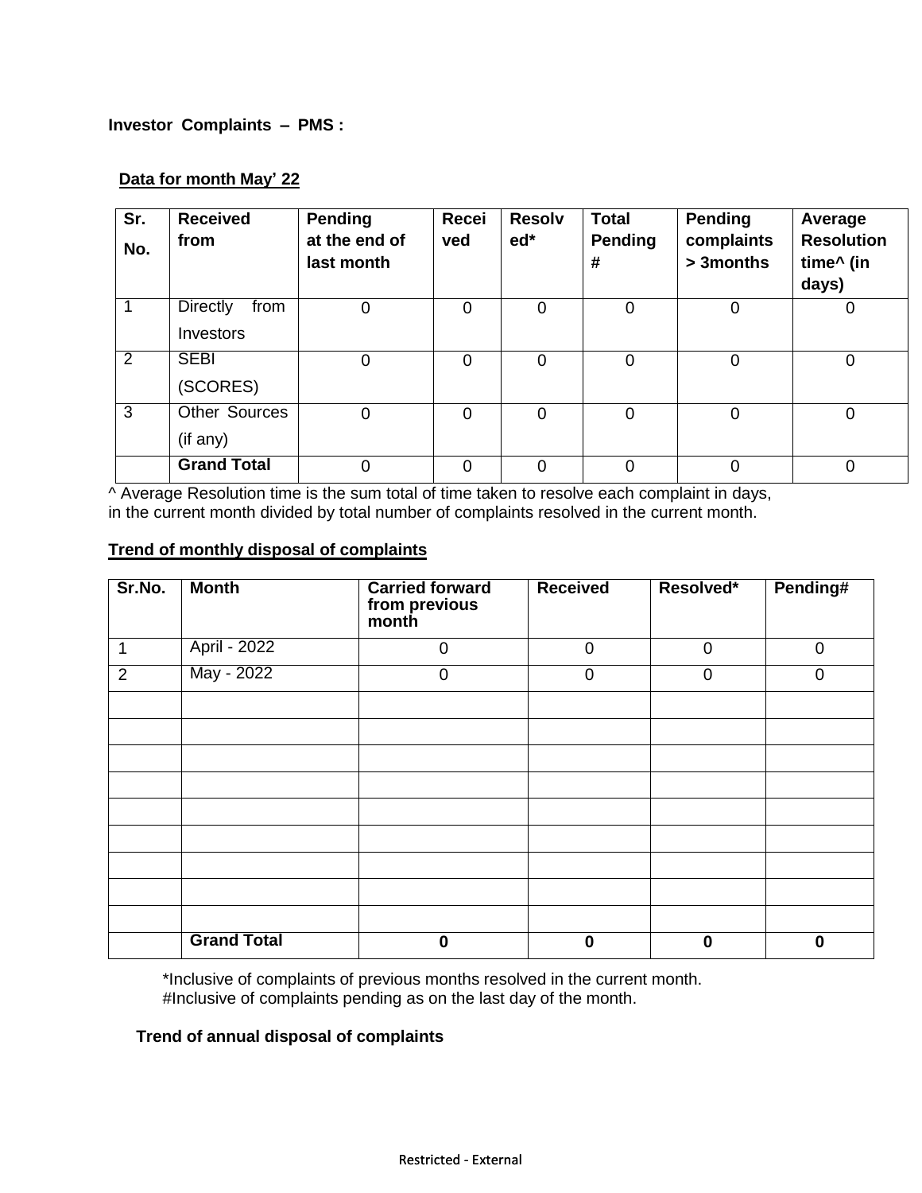**Investor Complaints – PMS :**

**Data for month May' 22**

| Sr. No. | Received from | Pending at the end of last month | Received | Resolved* | Total Pending # | Pending complaints > 3months | Average Resolution time^ (in days) |
|---|---|---|---|---|---|---|---|
| 1 | Directly from Investors | 0 | 0 | 0 | 0 | 0 | 0 |
| 2 | SEBI (SCORES) | 0 | 0 | 0 | 0 | 0 | 0 |
| 3 | Other Sources (if any) | 0 | 0 | 0 | 0 | 0 | 0 |
| | **Grand Total** | 0 | 0 | 0 | 0 | 0 | 0 |

^ Average Resolution time is the sum total of time taken to resolve each complaint in days, in the current month divided by total number of complaints resolved in the current month.

**Trend of monthly disposal of complaints**

| Sr.No. | Month | Carried forward from previous month | Received | Resolved* | Pending# |
|---|---|---|---|---|---|
| 1 | April - 2022 | 0 | 0 | 0 | 0 |
| 2 | May - 2022 | 0 | 0 | 0 | 0 |
| | | | | | |
| | | | | | |
| | | | | | |
| | | | | | |
| | | | | | |
| | | | | | |
| | | | | | |
| | | | | | |
| | | | | | |
| | **Grand Total** | **0** | **0** | **0** | **0** |

*Inclusive of complaints of previous months resolved in the current month.
#Inclusive of complaints pending as on the last day of the month.

**Trend of annual disposal of complaints**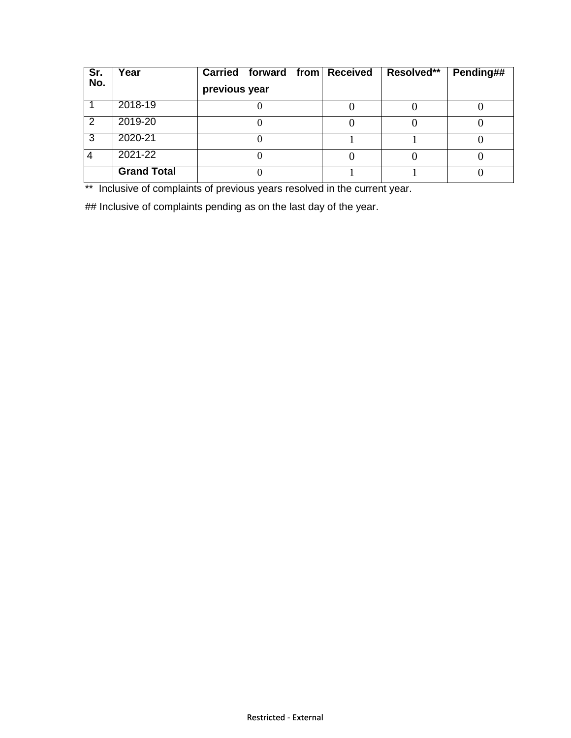| Sr. No. | Year | Carried forward from previous year | Received | Resolved** | Pending## |
|---|---|---|---|---|---|
| 1 | 2018-19 | 0 | 0 | 0 | 0 |
| 2 | 2019-20 | 0 | 0 | 0 | 0 |
| 3 | 2020-21 | 0 | 1 | 1 | 0 |
| 4 | 2021-22 | 0 | 0 | 0 | 0 |
| | **Grand Total** | 0 | 1 | 1 | 0 |

** Inclusive of complaints of previous years resolved in the current year.

## Inclusive of complaints pending as on the last day of the year.